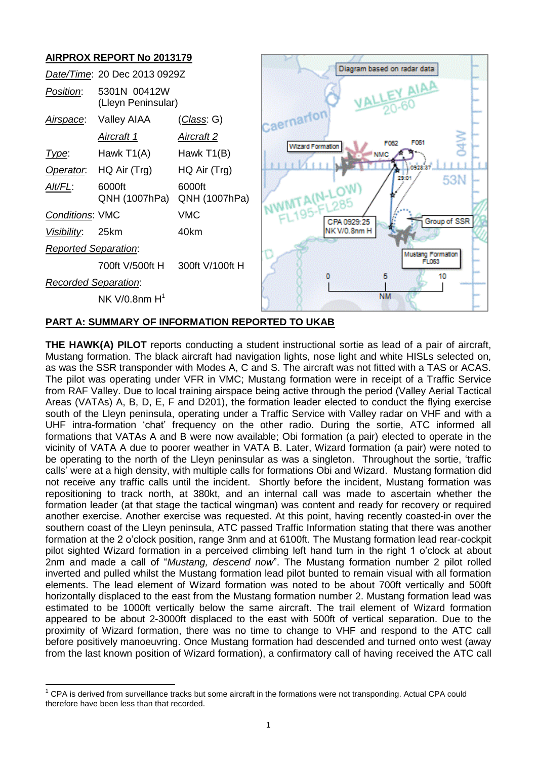## AIRPROX REPORT No 2013179

| | | |
|---|---|---|
| *Date/Time*: | 20 Dec 2013 0929Z | |
| *Position*: | 5301N 00412W (Lleyn Peninsular) | |
| *Airspace*: | Valley AIAA | (*Class*: G) |
| | *Aircraft 1* | *Aircraft 2* |
| *Type*: | Hawk T1(A) | Hawk T1(B) |
| *Operator*: | HQ Air (Trg) | HQ Air (Trg) |
| *Alt/FL*: | 6000ft QNH (1007hPa) | 6000ft QNH (1007hPa) |
| *Conditions*: | VMC | VMC |
| *Visibility*: | 25km | 40km |
| *Reported Separation*: | | |
| | 700ft V/500ft H | 300ft V/100ft H |
| *Recorded Separation*: | | |
| | NK V/0.8nm H[1] | |

## PART A: SUMMARY OF INFORMATION REPORTED TO UKAB

**THE HAWK(A) PILOT** reports conducting a student instructional sortie as lead of a pair of aircraft, Mustang formation. The black aircraft had navigation lights, nose light and white HISLs selected on, as was the SSR transponder with Modes A, C and S. The aircraft was not fitted with a TAS or ACAS. The pilot was operating under VFR in VMC; Mustang formation were in receipt of a Traffic Service from RAF Valley. Due to local training airspace being active through the period (Valley Aerial Tactical Areas (VATAs) A, B, D, E, F and D201), the formation leader elected to conduct the flying exercise south of the Lleyn peninsula, operating under a Traffic Service with Valley radar on VHF and with a UHF intra-formation 'chat' frequency on the other radio. During the sortie, ATC informed all formations that VATAs A and B were now available; Obi formation (a pair) elected to operate in the vicinity of VATA A due to poorer weather in VATA B. Later, Wizard formation (a pair) were noted to be operating to the north of the Lleyn peninsular as was a singleton. Throughout the sortie, 'traffic calls' were at a high density, with multiple calls for formations Obi and Wizard. Mustang formation did not receive any traffic calls until the incident. Shortly before the incident, Mustang formation was repositioning to track north, at 380kt, and an internal call was made to ascertain whether the formation leader (at that stage the tactical wingman) was content and ready for recovery or required another exercise. Another exercise was requested. At this point, having recently coasted-in over the southern coast of the Lleyn peninsula, ATC passed Traffic Information stating that there was another formation at the 2 o'clock position, range 3nm and at 6100ft. The Mustang formation lead rear-cockpit pilot sighted Wizard formation in a perceived climbing left hand turn in the right 1 o'clock at about 2nm and made a call of "*Mustang, descend now*". The Mustang formation number 2 pilot rolled inverted and pulled whilst the Mustang formation lead pilot bunted to remain visual with all formation elements. The lead element of Wizard formation was noted to be about 700ft vertically and 500ft horizontally displaced to the east from the Mustang formation number 2. Mustang formation lead was estimated to be 1000ft vertically below the same aircraft. The trail element of Wizard formation appeared to be about 2-3000ft displaced to the east with 500ft of vertical separation. Due to the proximity of Wizard formation, there was no time to change to VHF and respond to the ATC call before positively manoeuvring. Once Mustang formation had descended and turned onto west (away from the last known position of Wizard formation), a confirmatory call of having received the ATC call

---

[1] CPA is derived from surveillance tracks but some aircraft in the formations were not transponding. Actual CPA could therefore have been less than that recorded.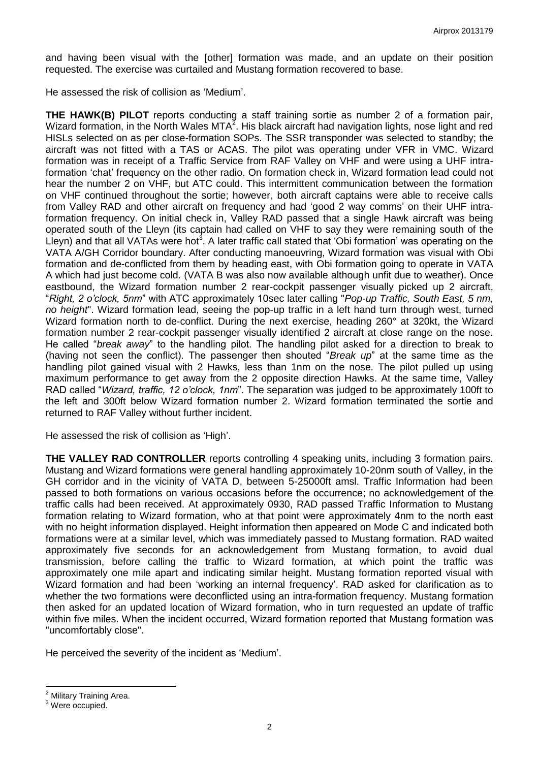and having been visual with the [other] formation was made, and an update on their position requested. The exercise was curtailed and Mustang formation recovered to base.

He assessed the risk of collision as 'Medium'.

**THE HAWK(B) PILOT** reports conducting a staff training sortie as number 2 of a formation pair, Wizard formation, in the North Wales MTA[2]. His black aircraft had navigation lights, nose light and red HISLs selected on as per close-formation SOPs. The SSR transponder was selected to standby; the aircraft was not fitted with a TAS or ACAS. The pilot was operating under VFR in VMC. Wizard formation was in receipt of a Traffic Service from RAF Valley on VHF and were using a UHF intra-formation 'chat' frequency on the other radio. On formation check in, Wizard formation lead could not hear the number 2 on VHF, but ATC could. This intermittent communication between the formation on VHF continued throughout the sortie; however, both aircraft captains were able to receive calls from Valley RAD and other aircraft on frequency and had 'good 2 way comms' on their UHF intra-formation frequency. On initial check in, Valley RAD passed that a single Hawk aircraft was being operated south of the Lleyn (its captain had called on VHF to say they were remaining south of the Lleyn) and that all VATAs were hot[3]. A later traffic call stated that 'Obi formation' was operating on the VATA A/GH Corridor boundary. After conducting manoeuvring, Wizard formation was visual with Obi formation and de-conflicted from them by heading east, with Obi formation going to operate in VATA A which had just become cold. (VATA B was also now available although unfit due to weather). Once eastbound, the Wizard formation number 2 rear-cockpit passenger visually picked up 2 aircraft, "*Right, 2 o'clock, 5nm*" with ATC approximately 10sec later calling "*Pop-up Traffic, South East, 5 nm, no height*". Wizard formation lead, seeing the pop-up traffic in a left hand turn through west, turned Wizard formation north to de-conflict. During the next exercise, heading 260° at 320kt, the Wizard formation number 2 rear-cockpit passenger visually identified 2 aircraft at close range on the nose. He called "*break away*" to the handling pilot. The handling pilot asked for a direction to break to (having not seen the conflict). The passenger then shouted "*Break up*" at the same time as the handling pilot gained visual with 2 Hawks, less than 1nm on the nose. The pilot pulled up using maximum performance to get away from the 2 opposite direction Hawks. At the same time, Valley RAD called "*Wizard, traffic, 12 o'clock, 1nm*". The separation was judged to be approximately 100ft to the left and 300ft below Wizard formation number 2. Wizard formation terminated the sortie and returned to RAF Valley without further incident.

He assessed the risk of collision as 'High'.

**THE VALLEY RAD CONTROLLER** reports controlling 4 speaking units, including 3 formation pairs. Mustang and Wizard formations were general handling approximately 10-20nm south of Valley, in the GH corridor and in the vicinity of VATA D, between 5-25000ft amsl. Traffic Information had been passed to both formations on various occasions before the occurrence; no acknowledgement of the traffic calls had been received. At approximately 0930, RAD passed Traffic Information to Mustang formation relating to Wizard formation, who at that point were approximately 4nm to the north east with no height information displayed. Height information then appeared on Mode C and indicated both formations were at a similar level, which was immediately passed to Mustang formation. RAD waited approximately five seconds for an acknowledgement from Mustang formation, to avoid dual transmission, before calling the traffic to Wizard formation, at which point the traffic was approximately one mile apart and indicating similar height. Mustang formation reported visual with Wizard formation and had been 'working an internal frequency'. RAD asked for clarification as to whether the two formations were deconflicted using an intra-formation frequency. Mustang formation then asked for an updated location of Wizard formation, who in turn requested an update of traffic within five miles. When the incident occurred, Wizard formation reported that Mustang formation was "uncomfortably close".

He perceived the severity of the incident as 'Medium'.

---

[2] Military Training Area.

[3] Were occupied.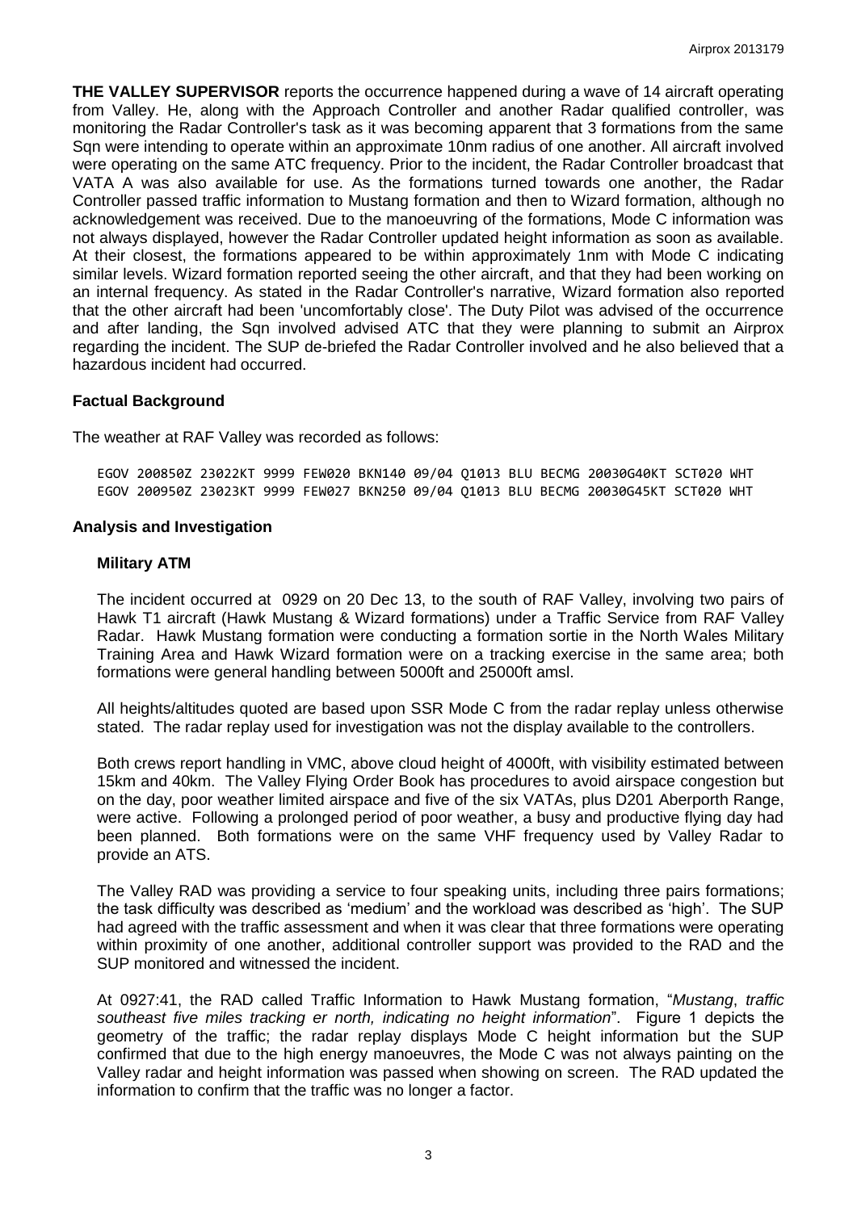**THE VALLEY SUPERVISOR** reports the occurrence happened during a wave of 14 aircraft operating from Valley. He, along with the Approach Controller and another Radar qualified controller, was monitoring the Radar Controller's task as it was becoming apparent that 3 formations from the same Sqn were intending to operate within an approximate 10nm radius of one another. All aircraft involved were operating on the same ATC frequency. Prior to the incident, the Radar Controller broadcast that VATA A was also available for use. As the formations turned towards one another, the Radar Controller passed traffic information to Mustang formation and then to Wizard formation, although no acknowledgement was received. Due to the manoeuvring of the formations, Mode C information was not always displayed, however the Radar Controller updated height information as soon as available. At their closest, the formations appeared to be within approximately 1nm with Mode C indicating similar levels. Wizard formation reported seeing the other aircraft, and that they had been working on an internal frequency. As stated in the Radar Controller's narrative, Wizard formation also reported that the other aircraft had been 'uncomfortably close'. The Duty Pilot was advised of the occurrence and after landing, the Sqn involved advised ATC that they were planning to submit an Airprox regarding the incident. The SUP de-briefed the Radar Controller involved and he also believed that a hazardous incident had occurred.

## Factual Background

The weather at RAF Valley was recorded as follows:

```
EGOV 200850Z 23022KT 9999 FEW020 BKN140 09/04 Q1013 BLU BECMG 20030G40KT SCT020 WHT
EGOV 200950Z 23023KT 9999 FEW027 BKN250 09/04 Q1013 BLU BECMG 20030G45KT SCT020 WHT
```

## Analysis and Investigation

### Military ATM

The incident occurred at 0929 on 20 Dec 13, to the south of RAF Valley, involving two pairs of Hawk T1 aircraft (Hawk Mustang & Wizard formations) under a Traffic Service from RAF Valley Radar. Hawk Mustang formation were conducting a formation sortie in the North Wales Military Training Area and Hawk Wizard formation were on a tracking exercise in the same area; both formations were general handling between 5000ft and 25000ft amsl.

All heights/altitudes quoted are based upon SSR Mode C from the radar replay unless otherwise stated. The radar replay used for investigation was not the display available to the controllers.

Both crews report handling in VMC, above cloud height of 4000ft, with visibility estimated between 15km and 40km. The Valley Flying Order Book has procedures to avoid airspace congestion but on the day, poor weather limited airspace and five of the six VATAs, plus D201 Aberporth Range, were active. Following a prolonged period of poor weather, a busy and productive flying day had been planned. Both formations were on the same VHF frequency used by Valley Radar to provide an ATS.

The Valley RAD was providing a service to four speaking units, including three pairs formations; the task difficulty was described as 'medium' and the workload was described as 'high'. The SUP had agreed with the traffic assessment and when it was clear that three formations were operating within proximity of one another, additional controller support was provided to the RAD and the SUP monitored and witnessed the incident.

At 0927:41, the RAD called Traffic Information to Hawk Mustang formation, "*Mustang, traffic southeast five miles tracking er north, indicating no height information*". Figure 1 depicts the geometry of the traffic; the radar replay displays Mode C height information but the SUP confirmed that due to the high energy manoeuvres, the Mode C was not always painting on the Valley radar and height information was passed when showing on screen. The RAD updated the information to confirm that the traffic was no longer a factor.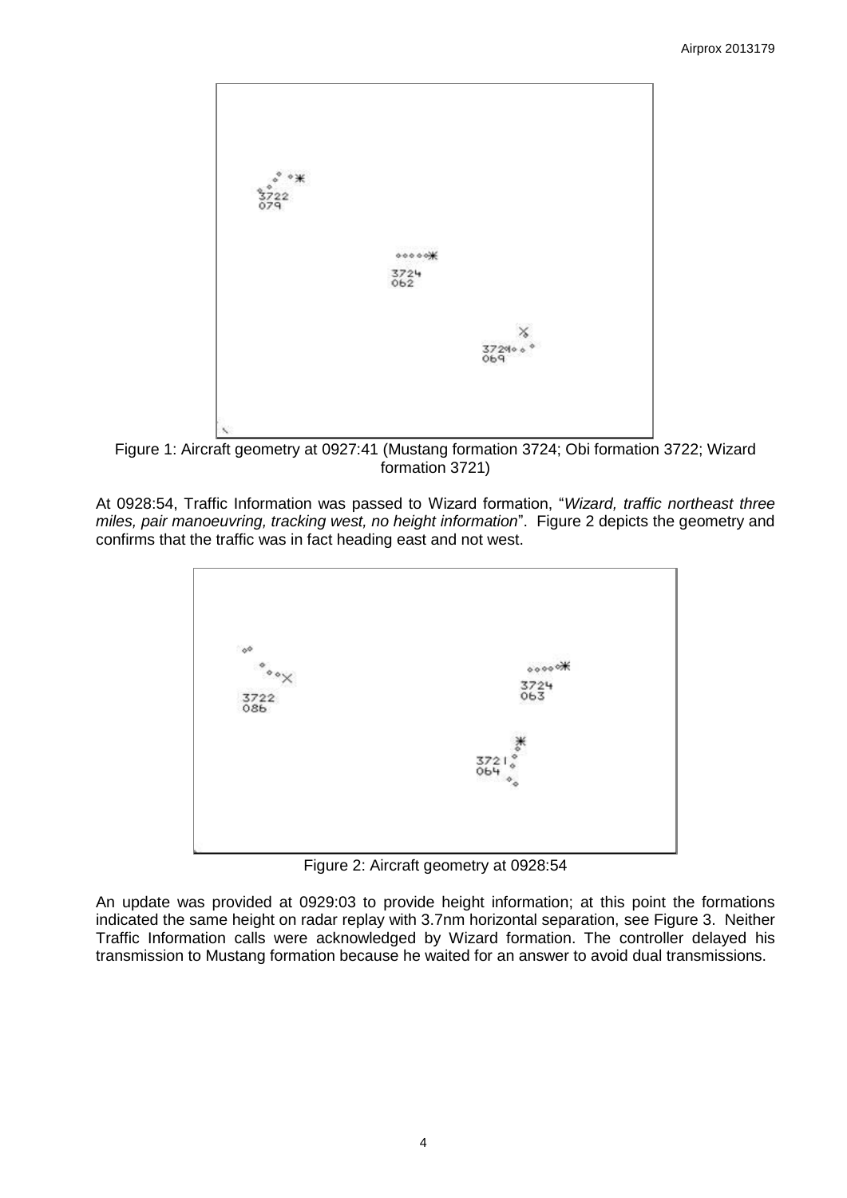Figure 1: Aircraft geometry at 0927:41 (Mustang formation 3724; Obi formation 3722; Wizard formation 3721)

At 0928:54, Traffic Information was passed to Wizard formation, "*Wizard, traffic northeast three miles, pair manoeuvring, tracking west, no height information*". Figure 2 depicts the geometry and confirms that the traffic was in fact heading east and not west.

Figure 2: Aircraft geometry at 0928:54

An update was provided at 0929:03 to provide height information; at this point the formations indicated the same height on radar replay with 3.7nm horizontal separation, see Figure 3. Neither Traffic Information calls were acknowledged by Wizard formation. The controller delayed his transmission to Mustang formation because he waited for an answer to avoid dual transmissions.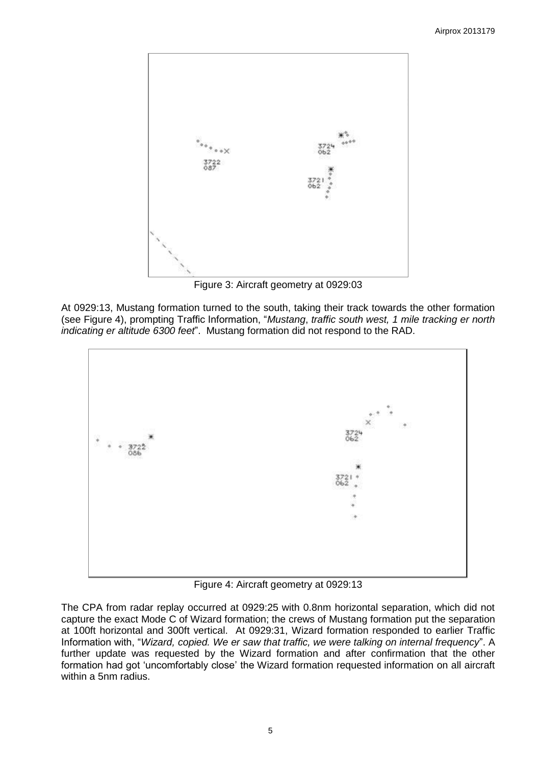Figure 3: Aircraft geometry at 0929:03

At 0929:13, Mustang formation turned to the south, taking their track towards the other formation (see Figure 4), prompting Traffic Information, "*Mustang, traffic south west, 1 mile tracking er north indicating er altitude 6300 feet*". Mustang formation did not respond to the RAD.

Figure 4: Aircraft geometry at 0929:13

The CPA from radar replay occurred at 0929:25 with 0.8nm horizontal separation, which did not capture the exact Mode C of Wizard formation; the crews of Mustang formation put the separation at 100ft horizontal and 300ft vertical. At 0929:31, Wizard formation responded to earlier Traffic Information with, "*Wizard, copied. We er saw that traffic, we were talking on internal frequency*". A further update was requested by the Wizard formation and after confirmation that the other formation had got 'uncomfortably close' the Wizard formation requested information on all aircraft within a 5nm radius.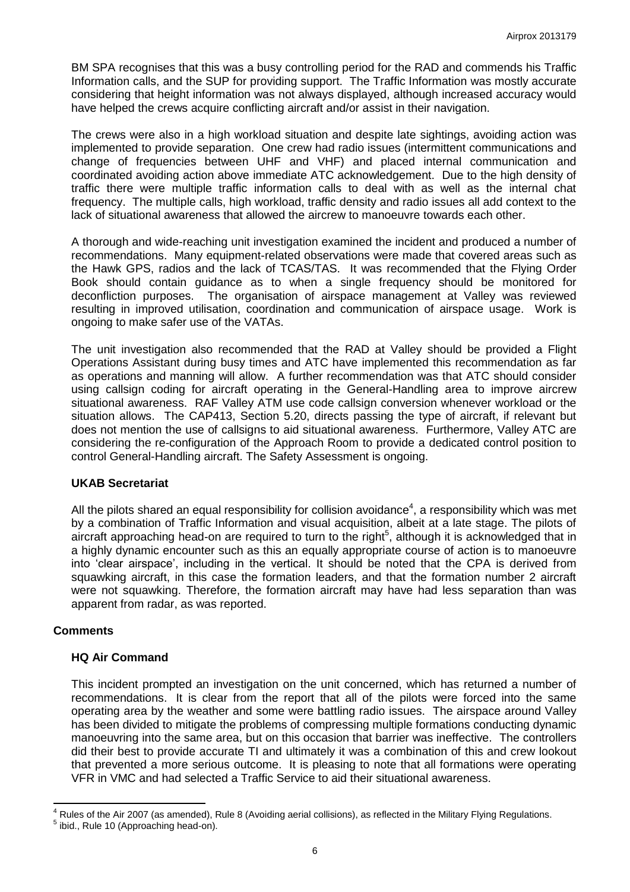BM SPA recognises that this was a busy controlling period for the RAD and commends his Traffic Information calls, and the SUP for providing support. The Traffic Information was mostly accurate considering that height information was not always displayed, although increased accuracy would have helped the crews acquire conflicting aircraft and/or assist in their navigation.

The crews were also in a high workload situation and despite late sightings, avoiding action was implemented to provide separation. One crew had radio issues (intermittent communications and change of frequencies between UHF and VHF) and placed internal communication and coordinated avoiding action above immediate ATC acknowledgement. Due to the high density of traffic there were multiple traffic information calls to deal with as well as the internal chat frequency. The multiple calls, high workload, traffic density and radio issues all add context to the lack of situational awareness that allowed the aircrew to manoeuvre towards each other.

A thorough and wide-reaching unit investigation examined the incident and produced a number of recommendations. Many equipment-related observations were made that covered areas such as the Hawk GPS, radios and the lack of TCAS/TAS. It was recommended that the Flying Order Book should contain guidance as to when a single frequency should be monitored for deconfliction purposes. The organisation of airspace management at Valley was reviewed resulting in improved utilisation, coordination and communication of airspace usage. Work is ongoing to make safer use of the VATAs.

The unit investigation also recommended that the RAD at Valley should be provided a Flight Operations Assistant during busy times and ATC have implemented this recommendation as far as operations and manning will allow. A further recommendation was that ATC should consider using callsign coding for aircraft operating in the General-Handling area to improve aircrew situational awareness. RAF Valley ATM use code callsign conversion whenever workload or the situation allows. The CAP413, Section 5.20, directs passing the type of aircraft, if relevant but does not mention the use of callsigns to aid situational awareness. Furthermore, Valley ATC are considering the re-configuration of the Approach Room to provide a dedicated control position to control General-Handling aircraft. The Safety Assessment is ongoing.

### UKAB Secretariat

All the pilots shared an equal responsibility for collision avoidance[4], a responsibility which was met by a combination of Traffic Information and visual acquisition, albeit at a late stage. The pilots of aircraft approaching head-on are required to turn to the right[5], although it is acknowledged that in a highly dynamic encounter such as this an equally appropriate course of action is to manoeuvre into 'clear airspace', including in the vertical. It should be noted that the CPA is derived from squawking aircraft, in this case the formation leaders, and that the formation number 2 aircraft were not squawking. Therefore, the formation aircraft may have had less separation than was apparent from radar, as was reported.

## Comments

### HQ Air Command

This incident prompted an investigation on the unit concerned, which has returned a number of recommendations. It is clear from the report that all of the pilots were forced into the same operating area by the weather and some were battling radio issues. The airspace around Valley has been divided to mitigate the problems of compressing multiple formations conducting dynamic manoeuvring into the same area, but on this occasion that barrier was ineffective. The controllers did their best to provide accurate TI and ultimately it was a combination of this and crew lookout that prevented a more serious outcome. It is pleasing to note that all formations were operating VFR in VMC and had selected a Traffic Service to aid their situational awareness.

---

[4] Rules of the Air 2007 (as amended), Rule 8 (Avoiding aerial collisions), as reflected in the Military Flying Regulations.

[5] ibid., Rule 10 (Approaching head-on).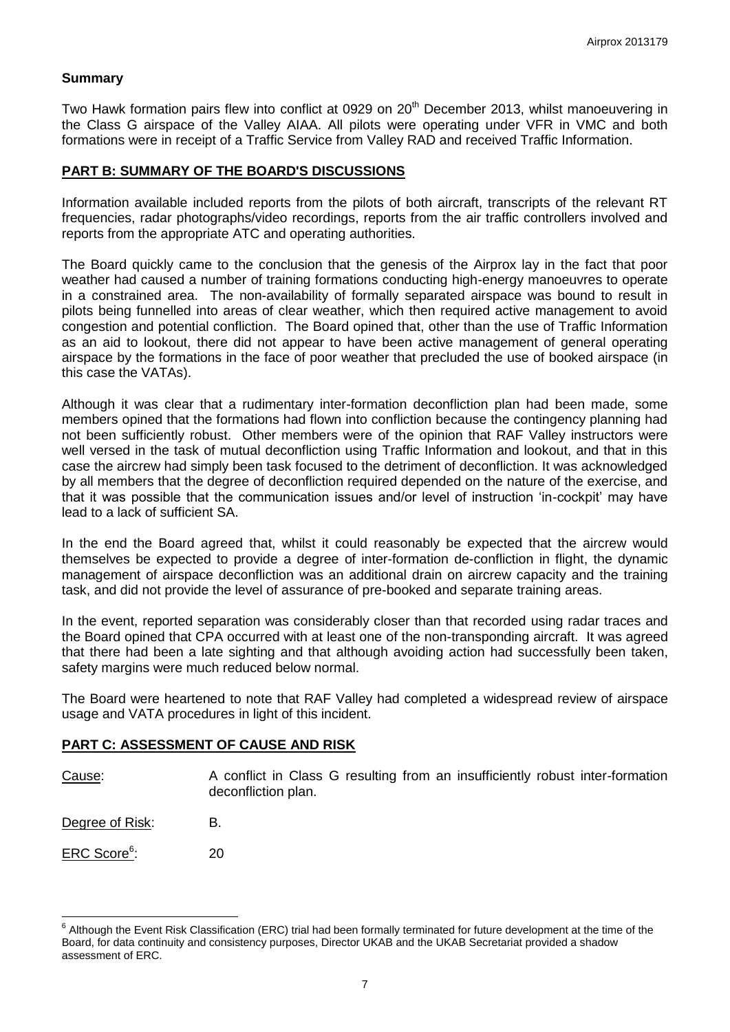## Summary

Two Hawk formation pairs flew into conflict at 0929 on 20th December 2013, whilst manoeuvering in the Class G airspace of the Valley AIAA. All pilots were operating under VFR in VMC and both formations were in receipt of a Traffic Service from Valley RAD and received Traffic Information.

## PART B: SUMMARY OF THE BOARD'S DISCUSSIONS

Information available included reports from the pilots of both aircraft, transcripts of the relevant RT frequencies, radar photographs/video recordings, reports from the air traffic controllers involved and reports from the appropriate ATC and operating authorities.

The Board quickly came to the conclusion that the genesis of the Airprox lay in the fact that poor weather had caused a number of training formations conducting high-energy manoeuvres to operate in a constrained area. The non-availability of formally separated airspace was bound to result in pilots being funnelled into areas of clear weather, which then required active management to avoid congestion and potential confliction. The Board opined that, other than the use of Traffic Information as an aid to lookout, there did not appear to have been active management of general operating airspace by the formations in the face of poor weather that precluded the use of booked airspace (in this case the VATAs).

Although it was clear that a rudimentary inter-formation deconfliction plan had been made, some members opined that the formations had flown into confliction because the contingency planning had not been sufficiently robust. Other members were of the opinion that RAF Valley instructors were well versed in the task of mutual deconfliction using Traffic Information and lookout, and that in this case the aircrew had simply been task focused to the detriment of deconfliction. It was acknowledged by all members that the degree of deconfliction required depended on the nature of the exercise, and that it was possible that the communication issues and/or level of instruction 'in-cockpit' may have lead to a lack of sufficient SA.

In the end the Board agreed that, whilst it could reasonably be expected that the aircrew would themselves be expected to provide a degree of inter-formation de-confliction in flight, the dynamic management of airspace deconfliction was an additional drain on aircrew capacity and the training task, and did not provide the level of assurance of pre-booked and separate training areas.

In the event, reported separation was considerably closer than that recorded using radar traces and the Board opined that CPA occurred with at least one of the non-transponding aircraft. It was agreed that there had been a late sighting and that although avoiding action had successfully been taken, safety margins were much reduced below normal.

The Board were heartened to note that RAF Valley had completed a widespread review of airspace usage and VATA procedures in light of this incident.

## PART C: ASSESSMENT OF CAUSE AND RISK

Cause: A conflict in Class G resulting from an insufficiently robust inter-formation deconfliction plan.

Degree of Risk: B.

ERC Score[6]: 20

[6] Although the Event Risk Classification (ERC) trial had been formally terminated for future development at the time of the Board, for data continuity and consistency purposes, Director UKAB and the UKAB Secretariat provided a shadow assessment of ERC.